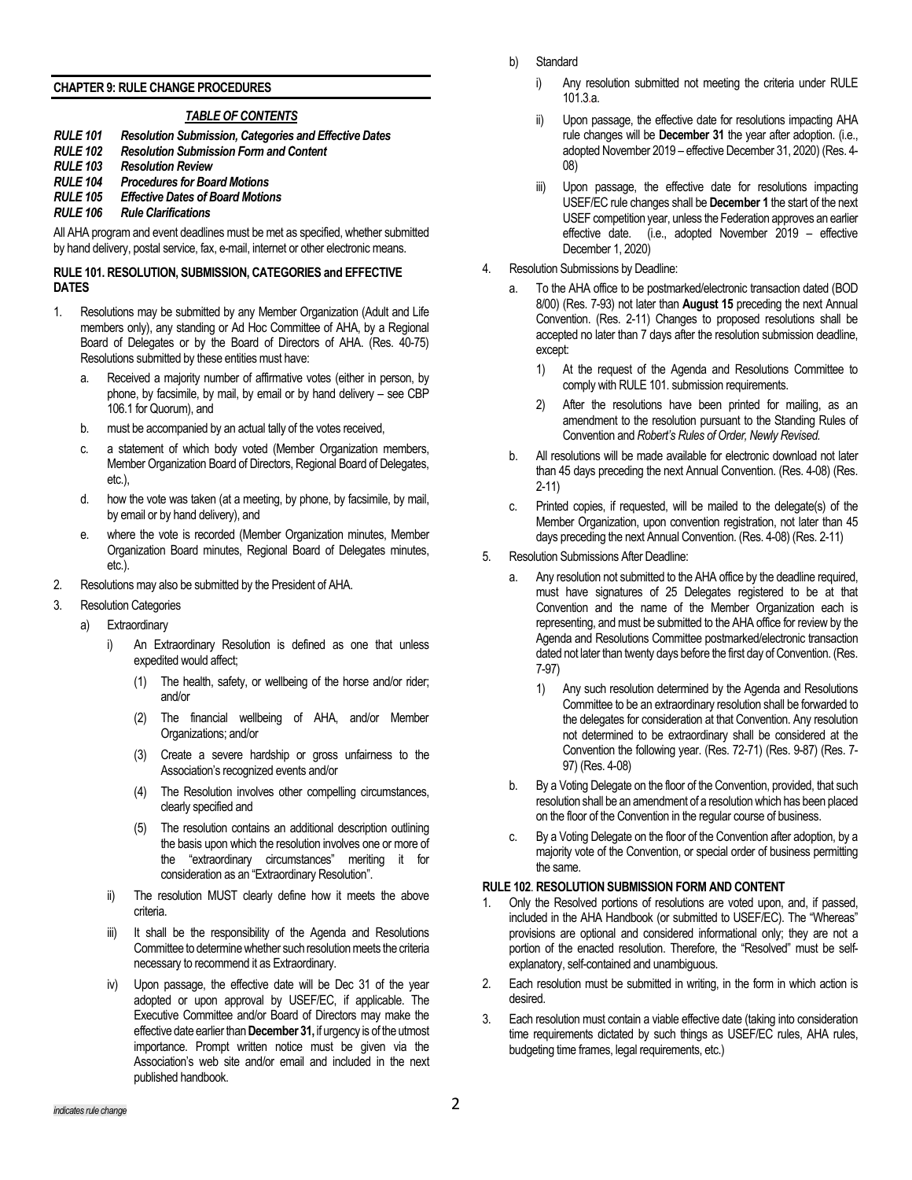## CHAPTER 9: RULE CHANGE PROCEDURES

### *TABLE OF CONTENTS*

| | |
|---|---|
| ***RULE 101*** | ***Resolution Submission, Categories and Effective Dates*** |
| ***RULE 102*** | ***Resolution Submission Form and Content*** |
| ***RULE 103*** | ***Resolution Review*** |
| ***RULE 104*** | ***Procedures for Board Motions*** |
| ***RULE 105*** | ***Effective Dates of Board Motions*** |
| ***RULE 106*** | ***Rule Clarifications*** |

All AHA program and event deadlines must be met as specified, whether submitted by hand delivery, postal service, fax, e-mail, internet or other electronic means.

### RULE 101. RESOLUTION, SUBMISSION, CATEGORIES and EFFECTIVE DATES

1. Resolutions may be submitted by any Member Organization (Adult and Life members only), any standing or Ad Hoc Committee of AHA, by a Regional Board of Delegates or by the Board of Directors of AHA. (Res. 40-75) Resolutions submitted by these entities must have:
   a. Received a majority number of affirmative votes (either in person, by phone, by facsimile, by mail, by email or by hand delivery – see CBP 106.1 for Quorum), and
   b. must be accompanied by an actual tally of the votes received,
   c. a statement of which body voted (Member Organization members, Member Organization Board of Directors, Regional Board of Delegates, etc.),
   d. how the vote was taken (at a meeting, by phone, by facsimile, by mail, by email or by hand delivery), and
   e. where the vote is recorded (Member Organization minutes, Member Organization Board minutes, Regional Board of Delegates minutes, etc.).
2. Resolutions may also be submitted by the President of AHA.
3. Resolution Categories
   a) Extraordinary
      i) An Extraordinary Resolution is defined as one that unless expedited would affect;
         (1) The health, safety, or wellbeing of the horse and/or rider; and/or
         (2) The financial wellbeing of AHA, and/or Member Organizations; and/or
         (3) Create a severe hardship or gross unfairness to the Association's recognized events and/or
         (4) The Resolution involves other compelling circumstances, clearly specified and
         (5) The resolution contains an additional description outlining the basis upon which the resolution involves one or more of the "extraordinary circumstances" meriting it for consideration as an "Extraordinary Resolution".
      ii) The resolution MUST clearly define how it meets the above criteria.
      iii) It shall be the responsibility of the Agenda and Resolutions Committee to determine whether such resolution meets the criteria necessary to recommend it as Extraordinary.
      iv) Upon passage, the effective date will be Dec 31 of the year adopted or upon approval by USEF/EC, if applicable. The Executive Committee and/or Board of Directors may make the effective date earlier than **December 31,** if urgency is of the utmost importance. Prompt written notice must be given via the Association's web site and/or email and included in the next published handbook.
   b) Standard
      i) Any resolution submitted not meeting the criteria under RULE 101.3.a.
      ii) Upon passage, the effective date for resolutions impacting AHA rule changes will be **December 31** the year after adoption. (i.e., adopted November 2019 – effective December 31, 2020) (Res. 4-08)
      iii) Upon passage, the effective date for resolutions impacting USEF/EC rule changes shall be **December 1** the start of the next USEF competition year, unless the Federation approves an earlier effective date. (i.e., adopted November 2019 – effective December 1, 2020)
4. Resolution Submissions by Deadline:
   a. To the AHA office to be postmarked/electronic transaction dated (BOD 8/00) (Res. 7-93) not later than **August 15** preceding the next Annual Convention. (Res. 2-11) Changes to proposed resolutions shall be accepted no later than 7 days after the resolution submission deadline, except:
      1) At the request of the Agenda and Resolutions Committee to comply with RULE 101. submission requirements.
      2) After the resolutions have been printed for mailing, as an amendment to the resolution pursuant to the Standing Rules of Convention and *Robert's Rules of Order, Newly Revised.*
   b. All resolutions will be made available for electronic download not later than 45 days preceding the next Annual Convention. (Res. 4-08) (Res. 2-11)
   c. Printed copies, if requested, will be mailed to the delegate(s) of the Member Organization, upon convention registration, not later than 45 days preceding the next Annual Convention. (Res. 4-08) (Res. 2-11)
5. Resolution Submissions After Deadline:
   a. Any resolution not submitted to the AHA office by the deadline required, must have signatures of 25 Delegates registered to be at that Convention and the name of the Member Organization each is representing, and must be submitted to the AHA office for review by the Agenda and Resolutions Committee postmarked/electronic transaction dated not later than twenty days before the first day of Convention. (Res. 7-97)
      1) Any such resolution determined by the Agenda and Resolutions Committee to be an extraordinary resolution shall be forwarded to the delegates for consideration at that Convention. Any resolution not determined to be extraordinary shall be considered at the Convention the following year. (Res. 72-71) (Res. 9-87) (Res. 7-97) (Res. 4-08)
   b. By a Voting Delegate on the floor of the Convention, provided, that such resolution shall be an amendment of a resolution which has been placed on the floor of the Convention in the regular course of business.
   c. By a Voting Delegate on the floor of the Convention after adoption, by a majority vote of the Convention, or special order of business permitting the same.

### RULE 102. RESOLUTION SUBMISSION FORM AND CONTENT

1. Only the Resolved portions of resolutions are voted upon, and, if passed, included in the AHA Handbook (or submitted to USEF/EC). The "Whereas" provisions are optional and considered informational only; they are not a portion of the enacted resolution. Therefore, the "Resolved" must be self-explanatory, self-contained and unambiguous.
2. Each resolution must be submitted in writing, in the form in which action is desired.
3. Each resolution must contain a viable effective date (taking into consideration time requirements dictated by such things as USEF/EC rules, AHA rules, budgeting time frames, legal requirements, etc.)

*indicates rule change*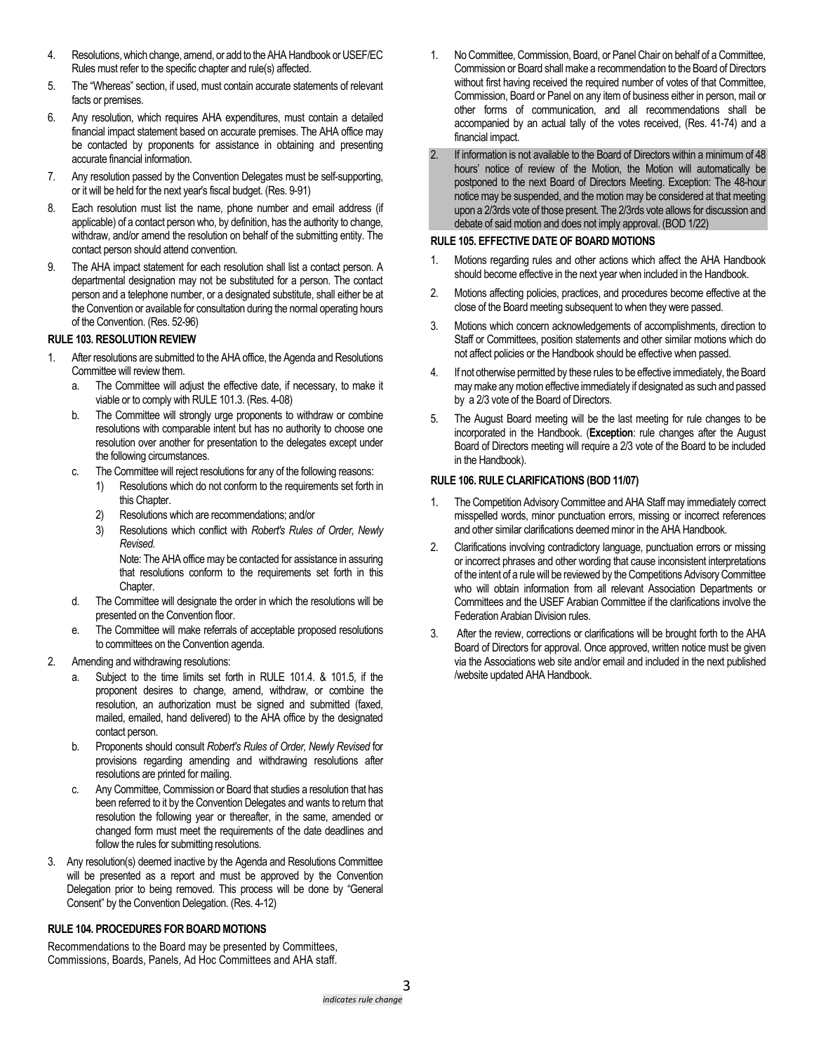4. Resolutions, which change, amend, or add to the AHA Handbook or USEF/EC Rules must refer to the specific chapter and rule(s) affected.
5. The "Whereas" section, if used, must contain accurate statements of relevant facts or premises.
6. Any resolution, which requires AHA expenditures, must contain a detailed financial impact statement based on accurate premises. The AHA office may be contacted by proponents for assistance in obtaining and presenting accurate financial information.
7. Any resolution passed by the Convention Delegates must be self-supporting, or it will be held for the next year's fiscal budget. (Res. 9-91)
8. Each resolution must list the name, phone number and email address (if applicable) of a contact person who, by definition, has the authority to change, withdraw, and/or amend the resolution on behalf of the submitting entity. The contact person should attend convention.
9. The AHA impact statement for each resolution shall list a contact person. A departmental designation may not be substituted for a person. The contact person and a telephone number, or a designated substitute, shall either be at the Convention or available for consultation during the normal operating hours of the Convention. (Res. 52-96)

**RULE 103. RESOLUTION REVIEW**

1. After resolutions are submitted to the AHA office, the Agenda and Resolutions Committee will review them.
   a. The Committee will adjust the effective date, if necessary, to make it viable or to comply with RULE 101.3. (Res. 4-08)
   b. The Committee will strongly urge proponents to withdraw or combine resolutions with comparable intent but has no authority to choose one resolution over another for presentation to the delegates except under the following circumstances.
   c. The Committee will reject resolutions for any of the following reasons:
      1) Resolutions which do not conform to the requirements set forth in this Chapter.
      2) Resolutions which are recommendations; and/or
      3) Resolutions which conflict with *Robert's Rules of Order, Newly Revised.*

      Note: The AHA office may be contacted for assistance in assuring that resolutions conform to the requirements set forth in this Chapter.
   d. The Committee will designate the order in which the resolutions will be presented on the Convention floor.
   e. The Committee will make referrals of acceptable proposed resolutions to committees on the Convention agenda.
2. Amending and withdrawing resolutions:
   a. Subject to the time limits set forth in RULE 101.4. & 101.5, if the proponent desires to change, amend, withdraw, or combine the resolution, an authorization must be signed and submitted (faxed, mailed, emailed, hand delivered) to the AHA office by the designated contact person.
   b. Proponents should consult *Robert's Rules of Order, Newly Revised* for provisions regarding amending and withdrawing resolutions after resolutions are printed for mailing.
   c. Any Committee, Commission or Board that studies a resolution that has been referred to it by the Convention Delegates and wants to return that resolution the following year or thereafter, in the same, amended or changed form must meet the requirements of the date deadlines and follow the rules for submitting resolutions.
3. Any resolution(s) deemed inactive by the Agenda and Resolutions Committee will be presented as a report and must be approved by the Convention Delegation prior to being removed. This process will be done by "General Consent" by the Convention Delegation. (Res. 4-12)

**RULE 104. PROCEDURES FOR BOARD MOTIONS**

Recommendations to the Board may be presented by Committees, Commissions, Boards, Panels, Ad Hoc Committees and AHA staff.

1. No Committee, Commission, Board, or Panel Chair on behalf of a Committee, Commission or Board shall make a recommendation to the Board of Directors without first having received the required number of votes of that Committee, Commission, Board or Panel on any item of business either in person, mail or other forms of communication, and all recommendations shall be accompanied by an actual tally of the votes received, (Res. 41-74) and a financial impact.
2. If information is not available to the Board of Directors within a minimum of 48 hours' notice of review of the Motion, the Motion will automatically be postponed to the next Board of Directors Meeting. Exception: The 48-hour notice may be suspended, and the motion may be considered at that meeting upon a 2/3rds vote of those present. The 2/3rds vote allows for discussion and debate of said motion and does not imply approval. (BOD 1/22)

**RULE 105. EFFECTIVE DATE OF BOARD MOTIONS**

1. Motions regarding rules and other actions which affect the AHA Handbook should become effective in the next year when included in the Handbook.
2. Motions affecting policies, practices, and procedures become effective at the close of the Board meeting subsequent to when they were passed.
3. Motions which concern acknowledgements of accomplishments, direction to Staff or Committees, position statements and other similar motions which do not affect policies or the Handbook should be effective when passed.
4. If not otherwise permitted by these rules to be effective immediately, the Board may make any motion effective immediately if designated as such and passed by a 2/3 vote of the Board of Directors.
5. The August Board meeting will be the last meeting for rule changes to be incorporated in the Handbook. (**Exception**: rule changes after the August Board of Directors meeting will require a 2/3 vote of the Board to be included in the Handbook).

**RULE 106. RULE CLARIFICATIONS (BOD 11/07)**

1. The Competition Advisory Committee and AHA Staff may immediately correct misspelled words, minor punctuation errors, missing or incorrect references and other similar clarifications deemed minor in the AHA Handbook.
2. Clarifications involving contradictory language, punctuation errors or missing or incorrect phrases and other wording that cause inconsistent interpretations of the intent of a rule will be reviewed by the Competitions Advisory Committee who will obtain information from all relevant Association Departments or Committees and the USEF Arabian Committee if the clarifications involve the Federation Arabian Division rules.
3. After the review, corrections or clarifications will be brought forth to the AHA Board of Directors for approval. Once approved, written notice must be given via the Associations web site and/or email and included in the next published /website updated AHA Handbook.

*indicates rule change*